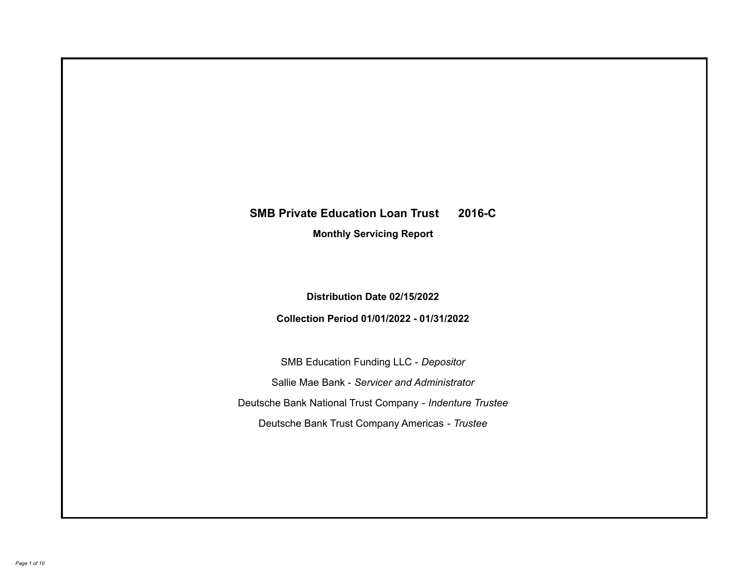# SMB Private Education Loan Trust 2016-C

## Monthly Servicing Report

**Distribution Date 02/15/2022**

**Collection Period 01/01/2022 - 01/31/2022**

SMB Education Funding LLC - *Depositor*

Sallie Mae Bank - *Servicer and Administrator*

Deutsche Bank National Trust Company - *Indenture Trustee*

Deutsche Bank Trust Company Americas - *Trustee*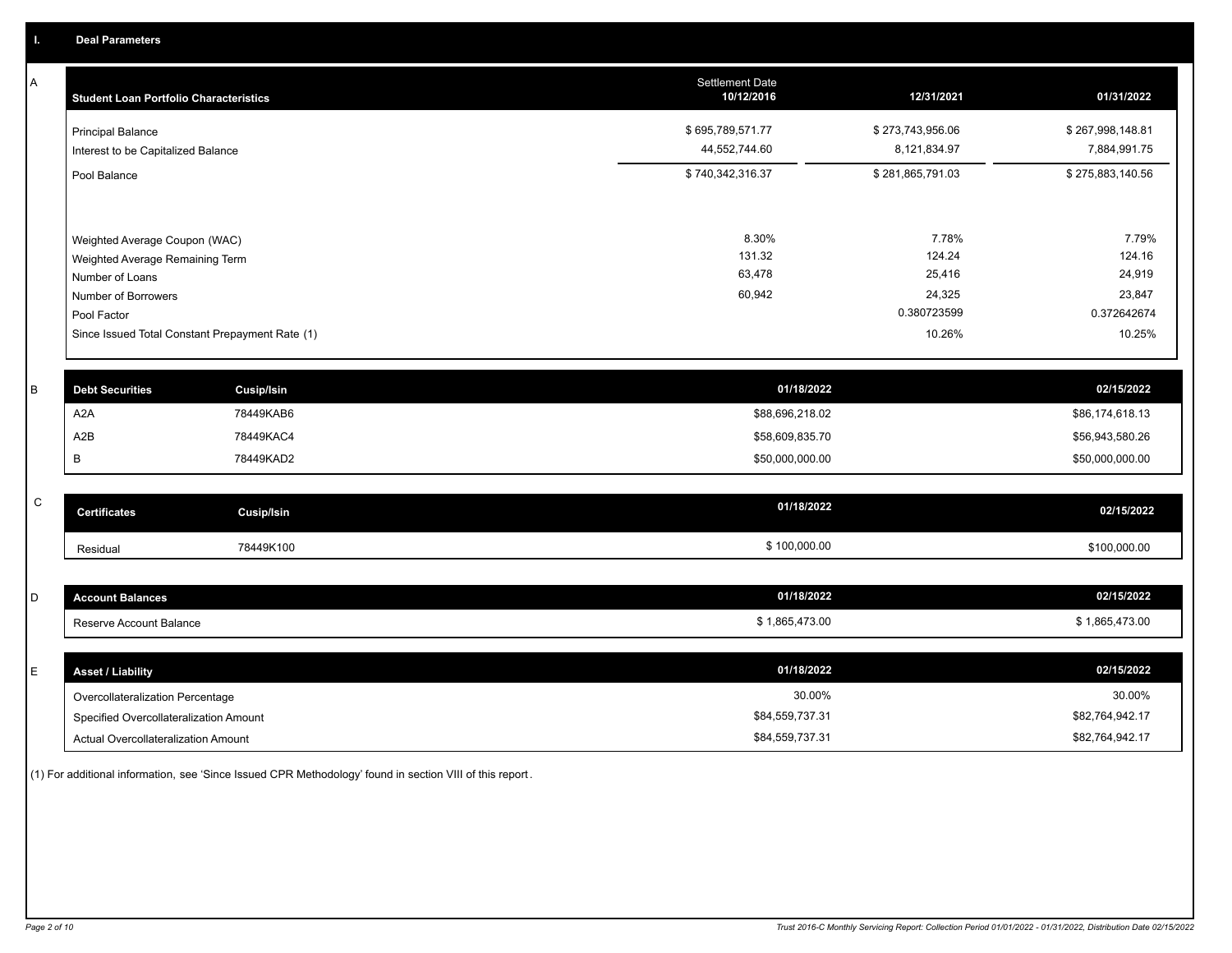# I. Deal Parameters

## A

| Student Loan Portfolio Characteristics | Settlement Date 10/12/2016 | 12/31/2021 | 01/31/2022 |
|---|---|---|---|
| Principal Balance | $ 695,789,571.77 | $ 273,743,956.06 | $ 267,998,148.81 |
| Interest to be Capitalized Balance | 44,552,744.60 | 8,121,834.97 | 7,884,991.75 |
| Pool Balance | $ 740,342,316.37 | $ 281,865,791.03 | $ 275,883,140.56 |
| Weighted Average Coupon (WAC) | 8.30% | 7.78% | 7.79% |
| Weighted Average Remaining Term | 131.32 | 124.24 | 124.16 |
| Number of Loans | 63,478 | 25,416 | 24,919 |
| Number of Borrowers | 60,942 | 24,325 | 23,847 |
| Pool Factor | | 0.380723599 | 0.372642674 |
| Since Issued Total Constant Prepayment Rate (1) | | 10.26% | 10.25% |

## B

| Debt Securities | Cusip/Isin | 01/18/2022 | 02/15/2022 |
|---|---|---|---|
| A2A | 78449KAB6 | $88,696,218.02 | $86,174,618.13 |
| A2B | 78449KAC4 | $58,609,835.70 | $56,943,580.26 |
| B | 78449KAD2 | $50,000,000.00 | $50,000,000.00 |

## C

| Certificates | Cusip/Isin | 01/18/2022 | 02/15/2022 |
|---|---|---|---|
| Residual | 78449K100 | $ 100,000.00 | $100,000.00 |

## D

| Account Balances | 01/18/2022 | 02/15/2022 |
|---|---|---|
| Reserve Account Balance | $ 1,865,473.00 | $ 1,865,473.00 |

## E

| Asset / Liability | 01/18/2022 | 02/15/2022 |
|---|---|---|
| Overcollateralization Percentage | 30.00% | 30.00% |
| Specified Overcollateralization Amount | $84,559,737.31 | $82,764,942.17 |
| Actual Overcollateralization Amount | $84,559,737.31 | $82,764,942.17 |

(1) For additional information, see 'Since Issued CPR Methodology' found in section VIII of this report.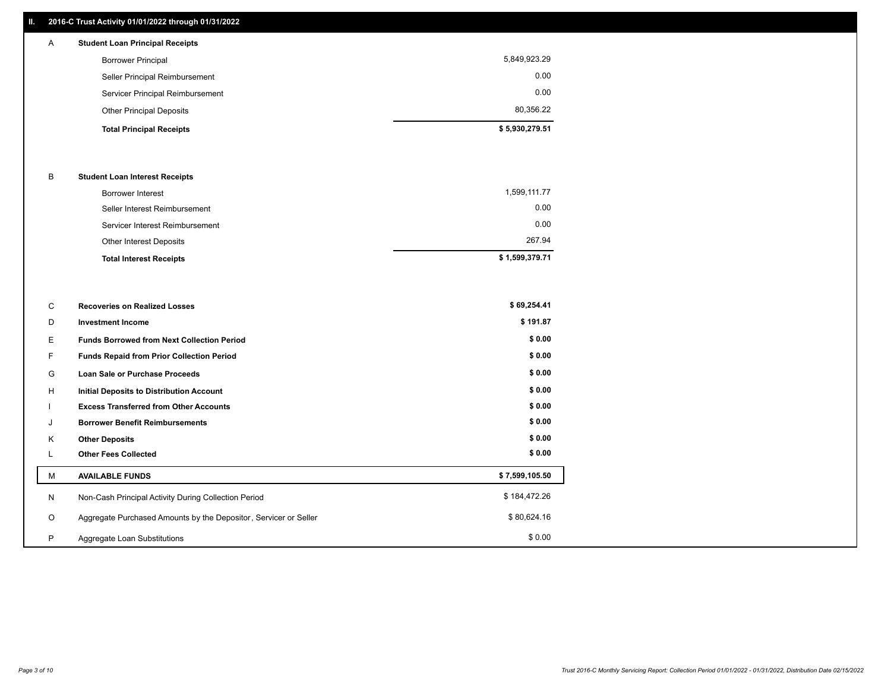## II. 2016-C Trust Activity 01/01/2022 through 01/31/2022

| | | |
|---|---|---|
| A | **Student Loan Principal Receipts** | |
| | Borrower Principal | 5,849,923.29 |
| | Seller Principal Reimbursement | 0.00 |
| | Servicer Principal Reimbursement | 0.00 |
| | Other Principal Deposits | 80,356.22 |
| | **Total Principal Receipts** | **$ 5,930,279.51** |
| B | **Student Loan Interest Receipts** | |
| | Borrower Interest | 1,599,111.77 |
| | Seller Interest Reimbursement | 0.00 |
| | Servicer Interest Reimbursement | 0.00 |
| | Other Interest Deposits | 267.94 |
| | **Total Interest Receipts** | **$ 1,599,379.71** |
| C | **Recoveries on Realized Losses** | **$ 69,254.41** |
| D | **Investment Income** | **$ 191.87** |
| E | **Funds Borrowed from Next Collection Period** | **$ 0.00** |
| F | **Funds Repaid from Prior Collection Period** | **$ 0.00** |
| G | **Loan Sale or Purchase Proceeds** | **$ 0.00** |
| H | **Initial Deposits to Distribution Account** | **$ 0.00** |
| I | **Excess Transferred from Other Accounts** | **$ 0.00** |
| J | **Borrower Benefit Reimbursements** | **$ 0.00** |
| K | **Other Deposits** | **$ 0.00** |
| L | **Other Fees Collected** | **$ 0.00** |
| M | **AVAILABLE FUNDS** | **$ 7,599,105.50** |
| N | Non-Cash Principal Activity During Collection Period | $ 184,472.26 |
| O | Aggregate Purchased Amounts by the Depositor, Servicer or Seller | $ 80,624.16 |
| P | Aggregate Loan Substitutions | $ 0.00 |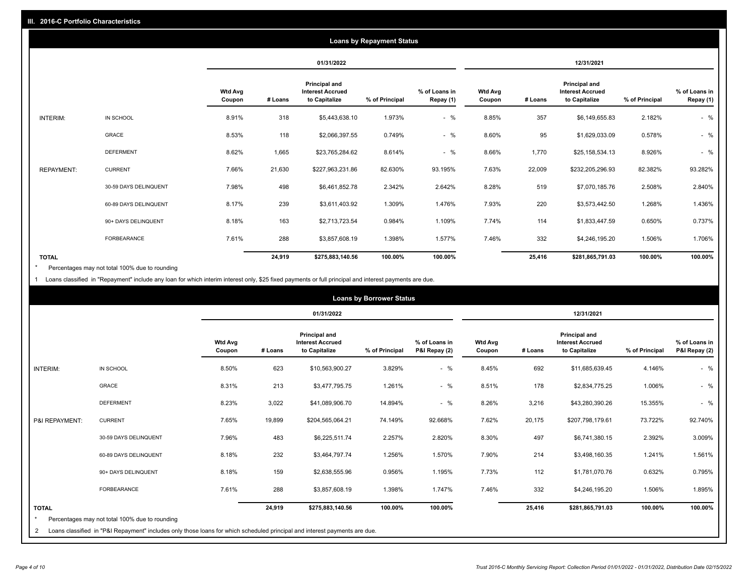## III. 2016-C Portfolio Characteristics

### Loans by Repayment Status

| | | 01/31/2022 | | | | | 12/31/2021 | | | | |
|---|---|---|---|---|---|---|---|---|---|---|---|
| | | Wtd Avg Coupon | # Loans | Principal and Interest Accrued to Capitalize | % of Principal | % of Loans in Repay (1) | Wtd Avg Coupon | # Loans | Principal and Interest Accrued to Capitalize | % of Principal | % of Loans in Repay (1) |
| INTERIM: | IN SCHOOL | 8.91% | 318 | $5,443,638.10 | 1.973% | - % | 8.85% | 357 | $6,149,655.83 | 2.182% | - % |
| | GRACE | 8.53% | 118 | $2,066,397.55 | 0.749% | - % | 8.60% | 95 | $1,629,033.09 | 0.578% | - % |
| | DEFERMENT | 8.62% | 1,665 | $23,765,284.62 | 8.614% | - % | 8.66% | 1,770 | $25,158,534.13 | 8.926% | - % |
| REPAYMENT: | CURRENT | 7.66% | 21,630 | $227,963,231.86 | 82.630% | 93.195% | 7.63% | 22,009 | $232,205,296.93 | 82.382% | 93.282% |
| | 30-59 DAYS DELINQUENT | 7.98% | 498 | $6,461,852.78 | 2.342% | 2.642% | 8.28% | 519 | $7,070,185.76 | 2.508% | 2.840% |
| | 60-89 DAYS DELINQUENT | 8.17% | 239 | $3,611,403.92 | 1.309% | 1.476% | 7.93% | 220 | $3,573,442.50 | 1.268% | 1.436% |
| | 90+ DAYS DELINQUENT | 8.18% | 163 | $2,713,723.54 | 0.984% | 1.109% | 7.74% | 114 | $1,833,447.59 | 0.650% | 0.737% |
| | FORBEARANCE | 7.61% | 288 | $3,857,608.19 | 1.398% | 1.577% | 7.46% | 332 | $4,246,195.20 | 1.506% | 1.706% |
| TOTAL | | | 24,919 | $275,883,140.56 | 100.00% | 100.00% | | 25,416 | $281,865,791.03 | 100.00% | 100.00% |

\* Percentages may not total 100% due to rounding

1 Loans classified in "Repayment" include any loan for which interim interest only, $25 fixed payments or full principal and interest payments are due.

### Loans by Borrower Status

| | | 01/31/2022 | | | | | 12/31/2021 | | | | |
|---|---|---|---|---|---|---|---|---|---|---|---|
| | | Wtd Avg Coupon | # Loans | Principal and Interest Accrued to Capitalize | % of Principal | % of Loans in P&I Repay (2) | Wtd Avg Coupon | # Loans | Principal and Interest Accrued to Capitalize | % of Principal | % of Loans in P&I Repay (2) |
| INTERIM: | IN SCHOOL | 8.50% | 623 | $10,563,900.27 | 3.829% | - % | 8.45% | 692 | $11,685,639.45 | 4.146% | - % |
| | GRACE | 8.31% | 213 | $3,477,795.75 | 1.261% | - % | 8.51% | 178 | $2,834,775.25 | 1.006% | - % |
| | DEFERMENT | 8.23% | 3,022 | $41,089,906.70 | 14.894% | - % | 8.26% | 3,216 | $43,280,390.26 | 15.355% | - % |
| P&I REPAYMENT: | CURRENT | 7.65% | 19,899 | $204,565,064.21 | 74.149% | 92.668% | 7.62% | 20,175 | $207,798,179.61 | 73.722% | 92.740% |
| | 30-59 DAYS DELINQUENT | 7.96% | 483 | $6,225,511.74 | 2.257% | 2.820% | 8.30% | 497 | $6,741,380.15 | 2.392% | 3.009% |
| | 60-89 DAYS DELINQUENT | 8.18% | 232 | $3,464,797.74 | 1.256% | 1.570% | 7.90% | 214 | $3,498,160.35 | 1.241% | 1.561% |
| | 90+ DAYS DELINQUENT | 8.18% | 159 | $2,638,555.96 | 0.956% | 1.195% | 7.73% | 112 | $1,781,070.76 | 0.632% | 0.795% |
| | FORBEARANCE | 7.61% | 288 | $3,857,608.19 | 1.398% | 1.747% | 7.46% | 332 | $4,246,195.20 | 1.506% | 1.895% |
| TOTAL | | | 24,919 | $275,883,140.56 | 100.00% | 100.00% | | 25,416 | $281,865,791.03 | 100.00% | 100.00% |

\* Percentages may not total 100% due to rounding

2 Loans classified in "P&I Repayment" includes only those loans for which scheduled principal and interest payments are due.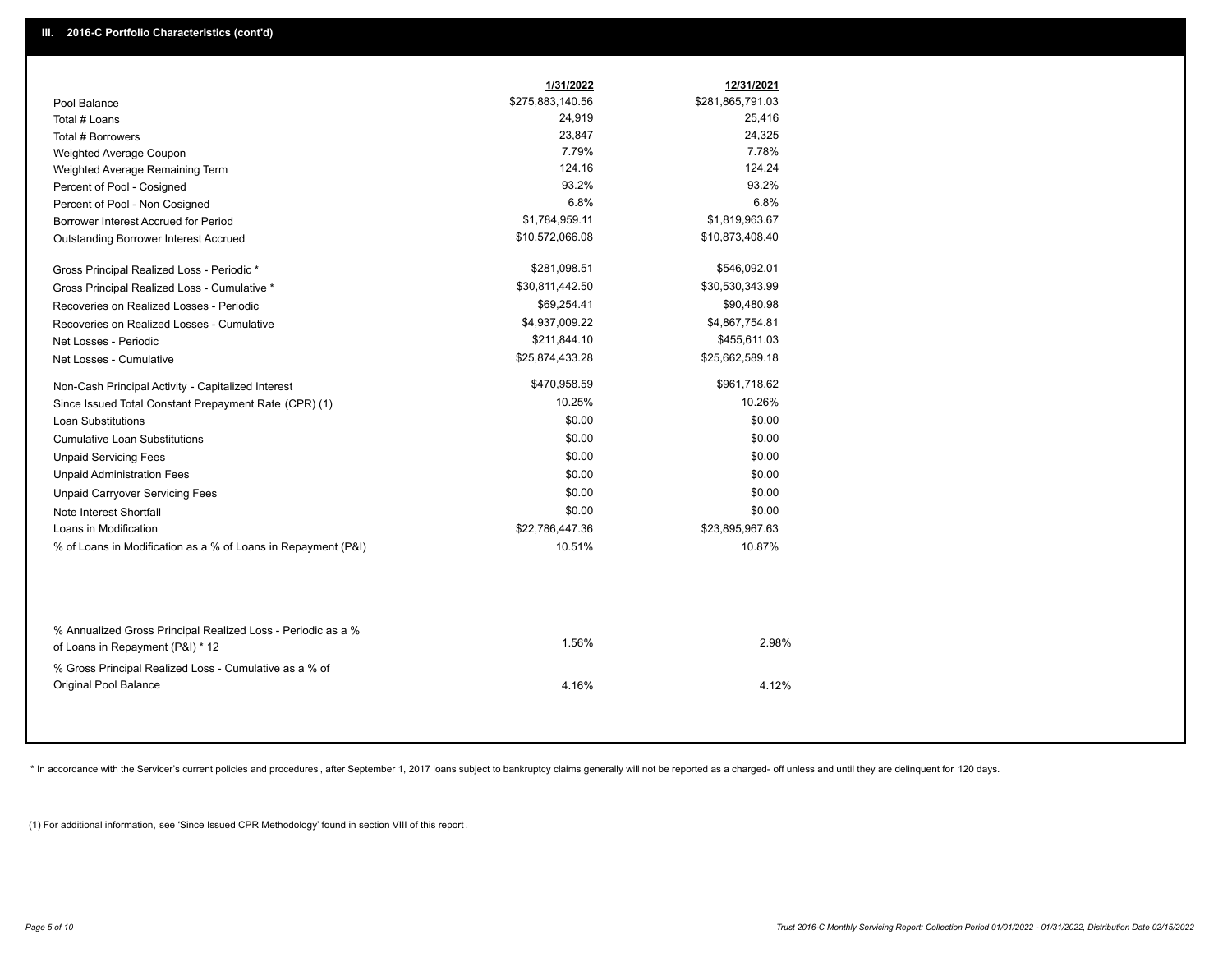## III. 2016-C Portfolio Characteristics (cont'd)

| | 1/31/2022 | 12/31/2021 |
|---|---|---|
| Pool Balance | $275,883,140.56 | $281,865,791.03 |
| Total # Loans | 24,919 | 25,416 |
| Total # Borrowers | 23,847 | 24,325 |
| Weighted Average Coupon | 7.79% | 7.78% |
| Weighted Average Remaining Term | 124.16 | 124.24 |
| Percent of Pool - Cosigned | 93.2% | 93.2% |
| Percent of Pool - Non Cosigned | 6.8% | 6.8% |
| Borrower Interest Accrued for Period | $1,784,959.11 | $1,819,963.67 |
| Outstanding Borrower Interest Accrued | $10,572,066.08 | $10,873,408.40 |
| Gross Principal Realized Loss - Periodic * | $281,098.51 | $546,092.01 |
| Gross Principal Realized Loss - Cumulative * | $30,811,442.50 | $30,530,343.99 |
| Recoveries on Realized Losses - Periodic | $69,254.41 | $90,480.98 |
| Recoveries on Realized Losses - Cumulative | $4,937,009.22 | $4,867,754.81 |
| Net Losses - Periodic | $211,844.10 | $455,611.03 |
| Net Losses - Cumulative | $25,874,433.28 | $25,662,589.18 |
| Non-Cash Principal Activity - Capitalized Interest | $470,958.59 | $961,718.62 |
| Since Issued Total Constant Prepayment Rate (CPR) (1) | 10.25% | 10.26% |
| Loan Substitutions | $0.00 | $0.00 |
| Cumulative Loan Substitutions | $0.00 | $0.00 |
| Unpaid Servicing Fees | $0.00 | $0.00 |
| Unpaid Administration Fees | $0.00 | $0.00 |
| Unpaid Carryover Servicing Fees | $0.00 | $0.00 |
| Note Interest Shortfall | $0.00 | $0.00 |
| Loans in Modification | $22,786,447.36 | $23,895,967.63 |
| % of Loans in Modification as a % of Loans in Repayment (P&I) | 10.51% | 10.87% |
| % Annualized Gross Principal Realized Loss - Periodic as a % of Loans in Repayment (P&I) * 12 | 1.56% | 2.98% |
| % Gross Principal Realized Loss - Cumulative as a % of Original Pool Balance | 4.16% | 4.12% |

* In accordance with the Servicer's current policies and procedures, after September 1, 2017 loans subject to bankruptcy claims generally will not be reported as a charged- off unless and until they are delinquent for 120 days.

(1) For additional information, see 'Since Issued CPR Methodology' found in section VIII of this report .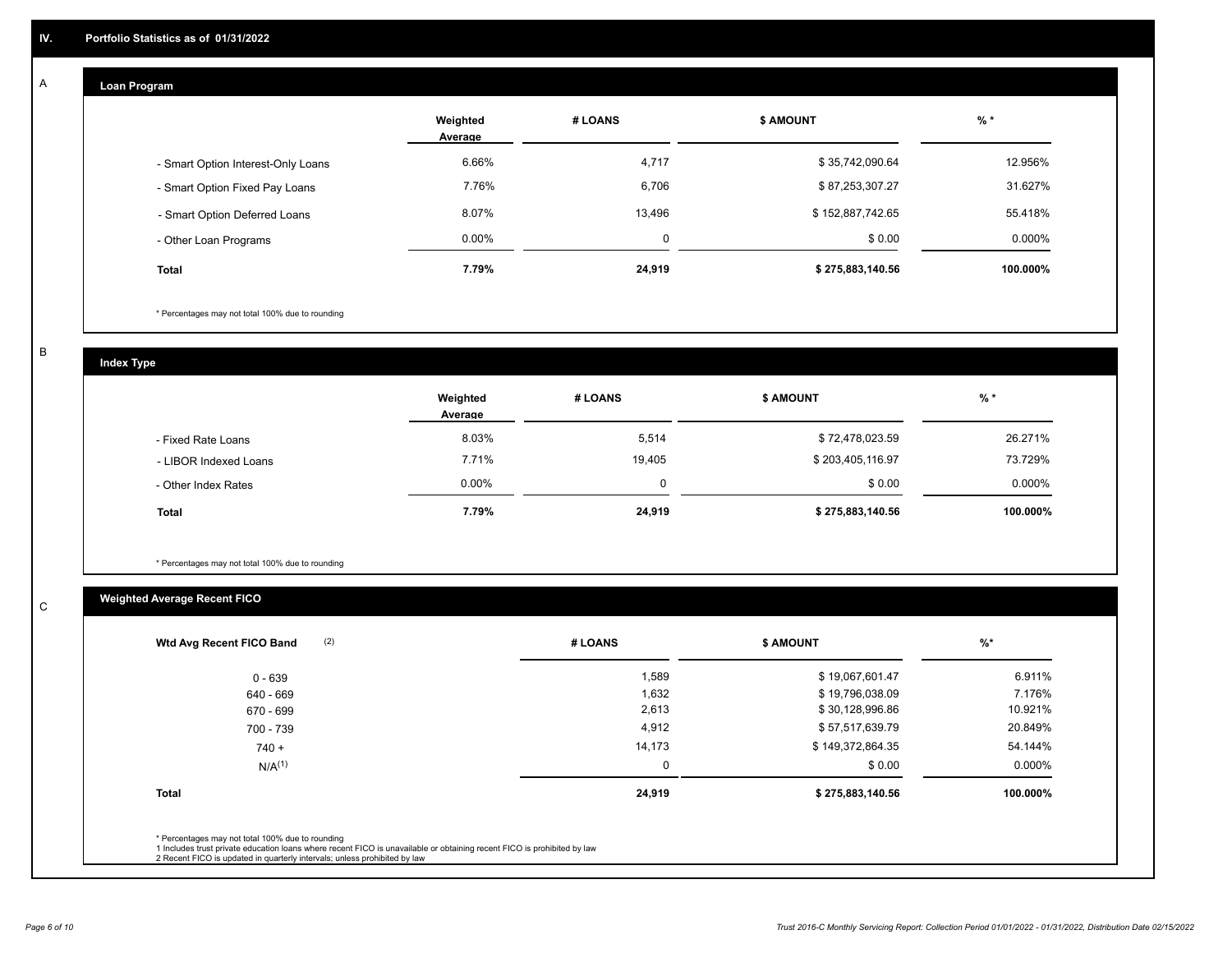## IV. Portfolio Statistics as of 01/31/2022

### A Loan Program

| | Weighted Average | # LOANS | $ AMOUNT | % * |
|---|---|---|---|---|
| - Smart Option Interest-Only Loans | 6.66% | 4,717 | $ 35,742,090.64 | 12.956% |
| - Smart Option Fixed Pay Loans | 7.76% | 6,706 | $ 87,253,307.27 | 31.627% |
| - Smart Option Deferred Loans | 8.07% | 13,496 | $ 152,887,742.65 | 55.418% |
| - Other Loan Programs | 0.00% | 0 | $ 0.00 | 0.000% |
| **Total** | **7.79%** | **24,919** | **$ 275,883,140.56** | **100.000%** |

* Percentages may not total 100% due to rounding

### B Index Type

| | Weighted Average | # LOANS | $ AMOUNT | % * |
|---|---|---|---|---|
| - Fixed Rate Loans | 8.03% | 5,514 | $ 72,478,023.59 | 26.271% |
| - LIBOR Indexed Loans | 7.71% | 19,405 | $ 203,405,116.97 | 73.729% |
| - Other Index Rates | 0.00% | 0 | $ 0.00 | 0.000% |
| **Total** | **7.79%** | **24,919** | **$ 275,883,140.56** | **100.000%** |

* Percentages may not total 100% due to rounding

### C Weighted Average Recent FICO

| Wtd Avg Recent FICO Band (2) | # LOANS | $ AMOUNT | %* |
|---|---|---|---|
| 0 - 639 | 1,589 | $ 19,067,601.47 | 6.911% |
| 640 - 669 | 1,632 | $ 19,796,038.09 | 7.176% |
| 670 - 699 | 2,613 | $ 30,128,996.86 | 10.921% |
| 700 - 739 | 4,912 | $ 57,517,639.79 | 20.849% |
| 740 + | 14,173 | $ 149,372,864.35 | 54.144% |
| N/A(1) | 0 | $ 0.00 | 0.000% |
| **Total** | **24,919** | **$ 275,883,140.56** | **100.000%** |

* Percentages may not total 100% due to rounding
1 Includes trust private education loans where recent FICO is unavailable or obtaining recent FICO is prohibited by law
2 Recent FICO is updated in quarterly intervals; unless prohibited by law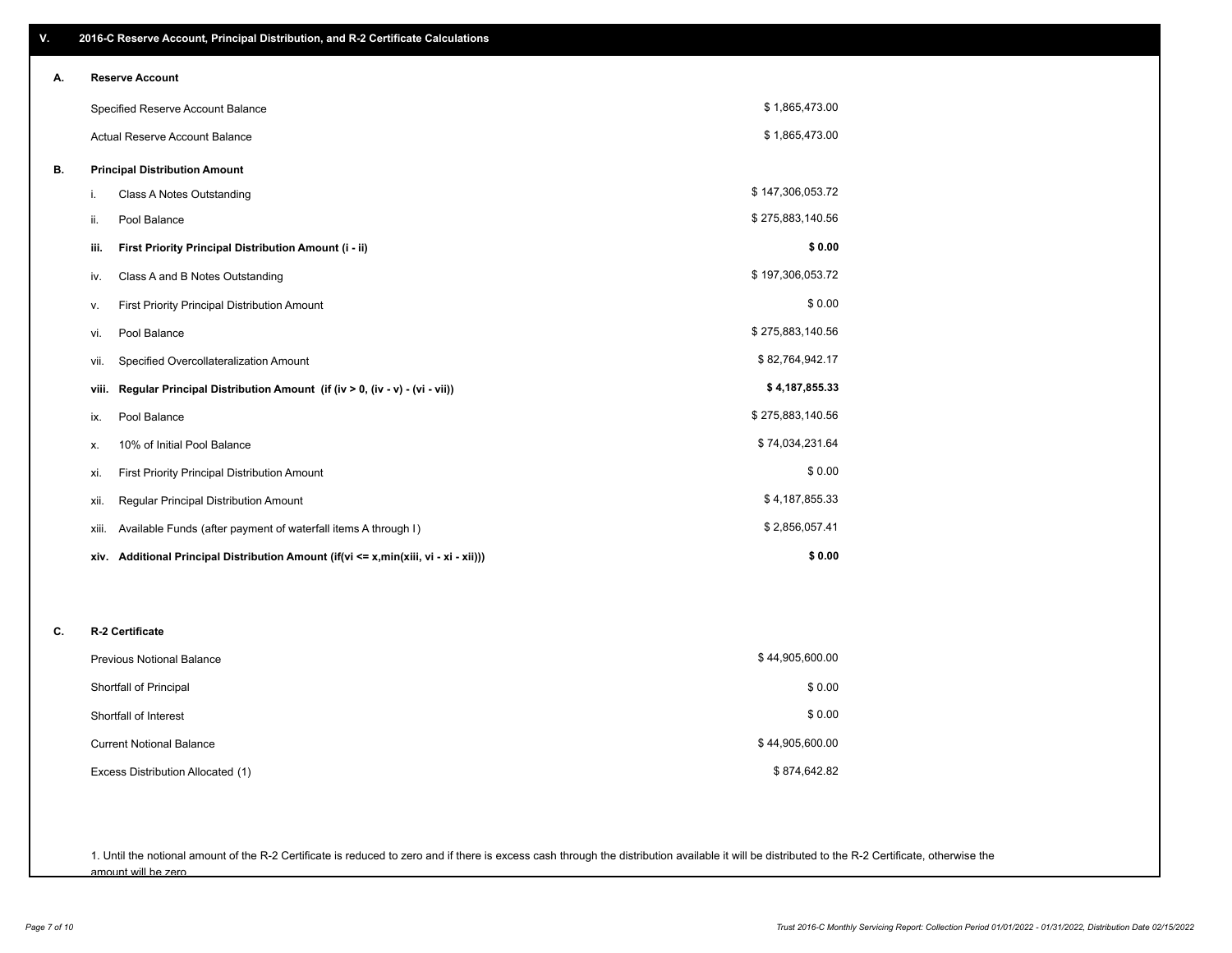## V. 2016-C Reserve Account, Principal Distribution, and R-2 Certificate Calculations

### A. Reserve Account

| | |
|---|---|
| Specified Reserve Account Balance | $ 1,865,473.00 |
| Actual Reserve Account Balance | $ 1,865,473.00 |

### B. Principal Distribution Amount

| | | |
|---|---|---|
| i. | Class A Notes Outstanding | $ 147,306,053.72 |
| ii. | Pool Balance | $ 275,883,140.56 |
| **iii.** | **First Priority Principal Distribution Amount (i - ii)** | **$ 0.00** |
| iv. | Class A and B Notes Outstanding | $ 197,306,053.72 |
| v. | First Priority Principal Distribution Amount | $ 0.00 |
| vi. | Pool Balance | $ 275,883,140.56 |
| vii. | Specified Overcollateralization Amount | $ 82,764,942.17 |
| **viii.** | **Regular Principal Distribution Amount (if (iv > 0, (iv - v) - (vi - vii))** | **$ 4,187,855.33** |
| ix. | Pool Balance | $ 275,883,140.56 |
| x. | 10% of Initial Pool Balance | $ 74,034,231.64 |
| xi. | First Priority Principal Distribution Amount | $ 0.00 |
| xii. | Regular Principal Distribution Amount | $ 4,187,855.33 |
| xiii. | Available Funds (after payment of waterfall items A through I) | $ 2,856,057.41 |
| **xiv.** | **Additional Principal Distribution Amount (if(vi <= x,min(xiii, vi - xi - xii)))** | **$ 0.00** |

### C. R-2 Certificate

| | |
|---|---|
| Previous Notional Balance | $ 44,905,600.00 |
| Shortfall of Principal | $ 0.00 |
| Shortfall of Interest | $ 0.00 |
| Current Notional Balance | $ 44,905,600.00 |
| Excess Distribution Allocated (1) | $ 874,642.82 |

1. Until the notional amount of the R-2 Certificate is reduced to zero and if there is excess cash through the distribution available it will be distributed to the R-2 Certificate, otherwise the amount will be zero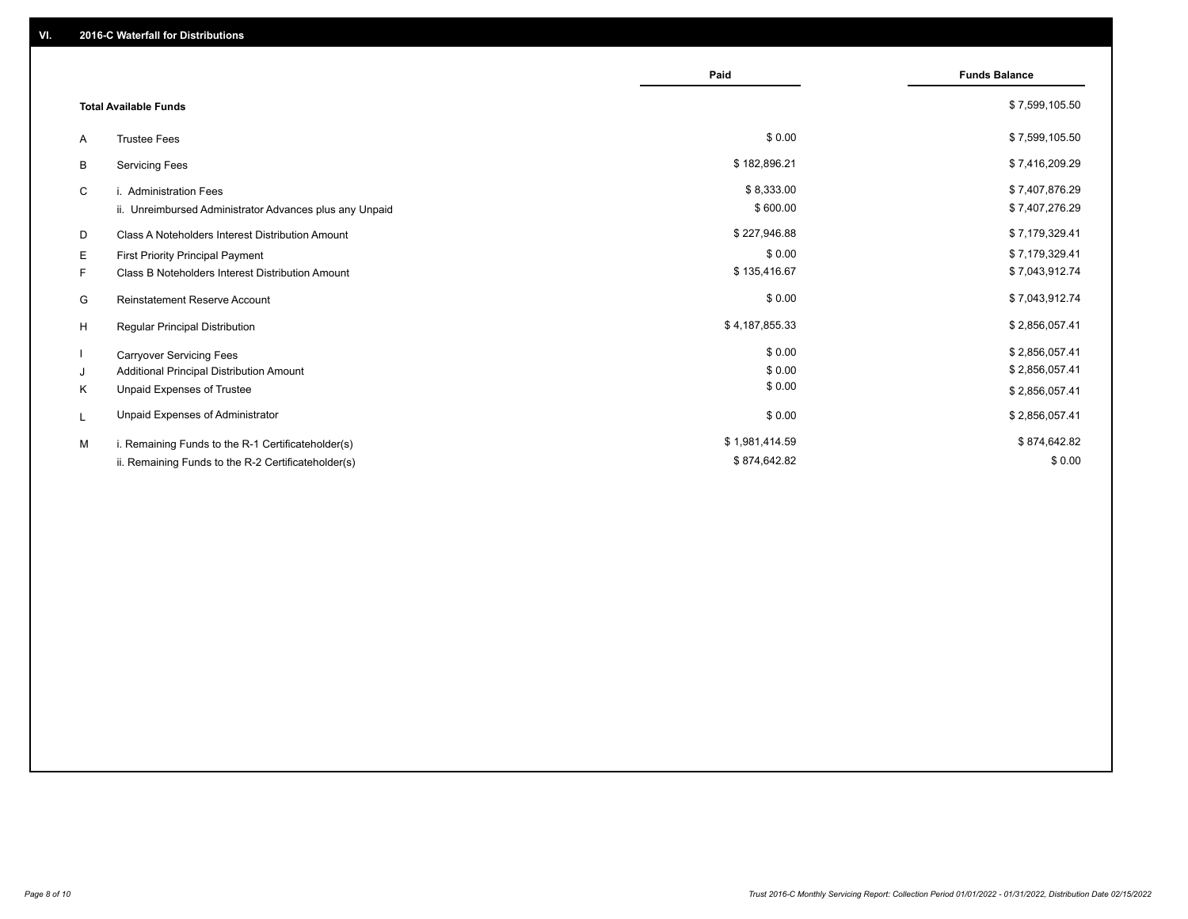## VI. 2016-C Waterfall for Distributions

| | | Paid | Funds Balance |
|---|---|---|---|
| | **Total Available Funds** | | $ 7,599,105.50 |
| A | Trustee Fees | $ 0.00 | $ 7,599,105.50 |
| B | Servicing Fees | $ 182,896.21 | $ 7,416,209.29 |
| C | i. Administration Fees | $ 8,333.00 | $ 7,407,876.29 |
| | ii. Unreimbursed Administrator Advances plus any Unpaid | $ 600.00 | $ 7,407,276.29 |
| D | Class A Noteholders Interest Distribution Amount | $ 227,946.88 | $ 7,179,329.41 |
| E | First Priority Principal Payment | $ 0.00 | $ 7,179,329.41 |
| F | Class B Noteholders Interest Distribution Amount | $ 135,416.67 | $ 7,043,912.74 |
| G | Reinstatement Reserve Account | $ 0.00 | $ 7,043,912.74 |
| H | Regular Principal Distribution | $ 4,187,855.33 | $ 2,856,057.41 |
| I | Carryover Servicing Fees | $ 0.00 | $ 2,856,057.41 |
| J | Additional Principal Distribution Amount | $ 0.00 | $ 2,856,057.41 |
| K | Unpaid Expenses of Trustee | $ 0.00 | $ 2,856,057.41 |
| L | Unpaid Expenses of Administrator | $ 0.00 | $ 2,856,057.41 |
| M | i. Remaining Funds to the R-1 Certificateholder(s) | $ 1,981,414.59 | $ 874,642.82 |
| | ii. Remaining Funds to the R-2 Certificateholder(s) | $ 874,642.82 | $ 0.00 |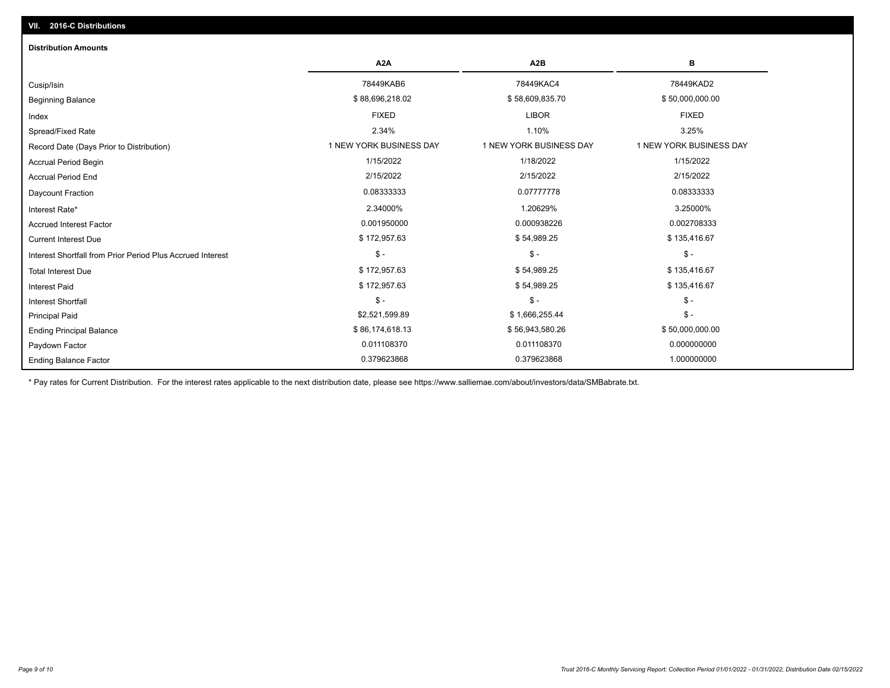## VII. 2016-C Distributions

### Distribution Amounts

| | A2A | A2B | B |
|---|---|---|---|
| Cusip/Isin | 78449KAB6 | 78449KAC4 | 78449KAD2 |
| Beginning Balance | $ 88,696,218.02 | $ 58,609,835.70 | $ 50,000,000.00 |
| Index | FIXED | LIBOR | FIXED |
| Spread/Fixed Rate | 2.34% | 1.10% | 3.25% |
| Record Date (Days Prior to Distribution) | 1 NEW YORK BUSINESS DAY | 1 NEW YORK BUSINESS DAY | 1 NEW YORK BUSINESS DAY |
| Accrual Period Begin | 1/15/2022 | 1/18/2022 | 1/15/2022 |
| Accrual Period End | 2/15/2022 | 2/15/2022 | 2/15/2022 |
| Daycount Fraction | 0.08333333 | 0.07777778 | 0.08333333 |
| Interest Rate* | 2.34000% | 1.20629% | 3.25000% |
| Accrued Interest Factor | 0.001950000 | 0.000938226 | 0.002708333 |
| Current Interest Due | $ 172,957.63 | $ 54,989.25 | $ 135,416.67 |
| Interest Shortfall from Prior Period Plus Accrued Interest | $ - | $ - | $ - |
| Total Interest Due | $ 172,957.63 | $ 54,989.25 | $ 135,416.67 |
| Interest Paid | $ 172,957.63 | $ 54,989.25 | $ 135,416.67 |
| Interest Shortfall | $ - | $ - | $ - |
| Principal Paid | $2,521,599.89 | $ 1,666,255.44 | $ - |
| Ending Principal Balance | $ 86,174,618.13 | $ 56,943,580.26 | $ 50,000,000.00 |
| Paydown Factor | 0.011108370 | 0.011108370 | 0.000000000 |
| Ending Balance Factor | 0.379623868 | 0.379623868 | 1.000000000 |

* Pay rates for Current Distribution. For the interest rates applicable to the next distribution date, please see https://www.salliemae.com/about/investors/data/SMBabrate.txt.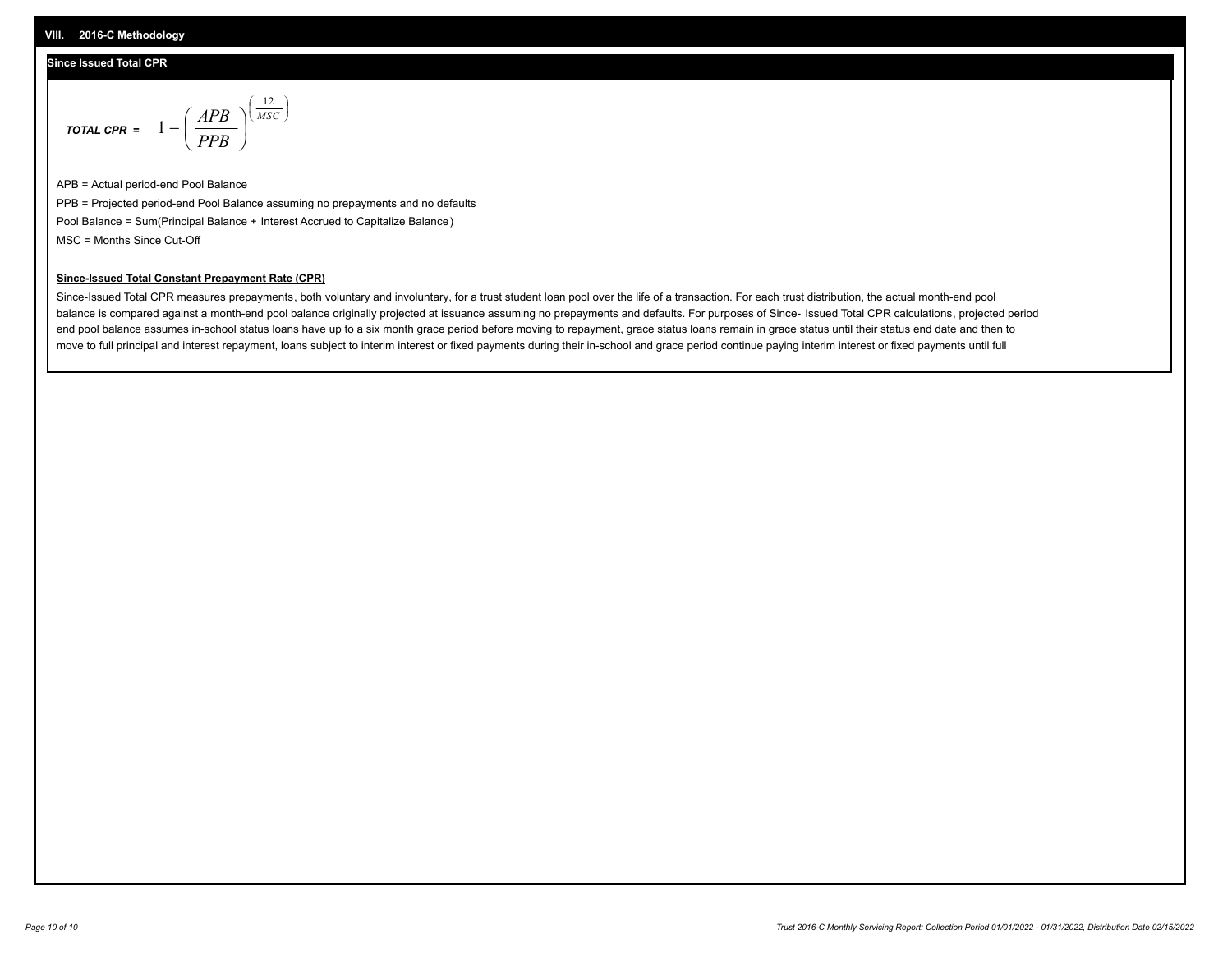## VIII. 2016-C Methodology

### Since Issued Total CPR

$$\textit{TOTAL CPR} = 1 - \left( \frac{APB}{PPB} \right)^{\left( \frac{12}{MSC} \right)}$$

APB = Actual period-end Pool Balance

PPB = Projected period-end Pool Balance assuming no prepayments and no defaults

Pool Balance = Sum(Principal Balance + Interest Accrued to Capitalize Balance)

MSC = Months Since Cut-Off

**Since-Issued Total Constant Prepayment Rate (CPR)**

Since-Issued Total CPR measures prepayments, both voluntary and involuntary, for a trust student loan pool over the life of a transaction. For each trust distribution, the actual month-end pool balance is compared against a month-end pool balance originally projected at issuance assuming no prepayments and defaults. For purposes of Since- Issued Total CPR calculations, projected period end pool balance assumes in-school status loans have up to a six month grace period before moving to repayment, grace status loans remain in grace status until their status end date and then to move to full principal and interest repayment, loans subject to interim interest or fixed payments during their in-school and grace period continue paying interim interest or fixed payments until full